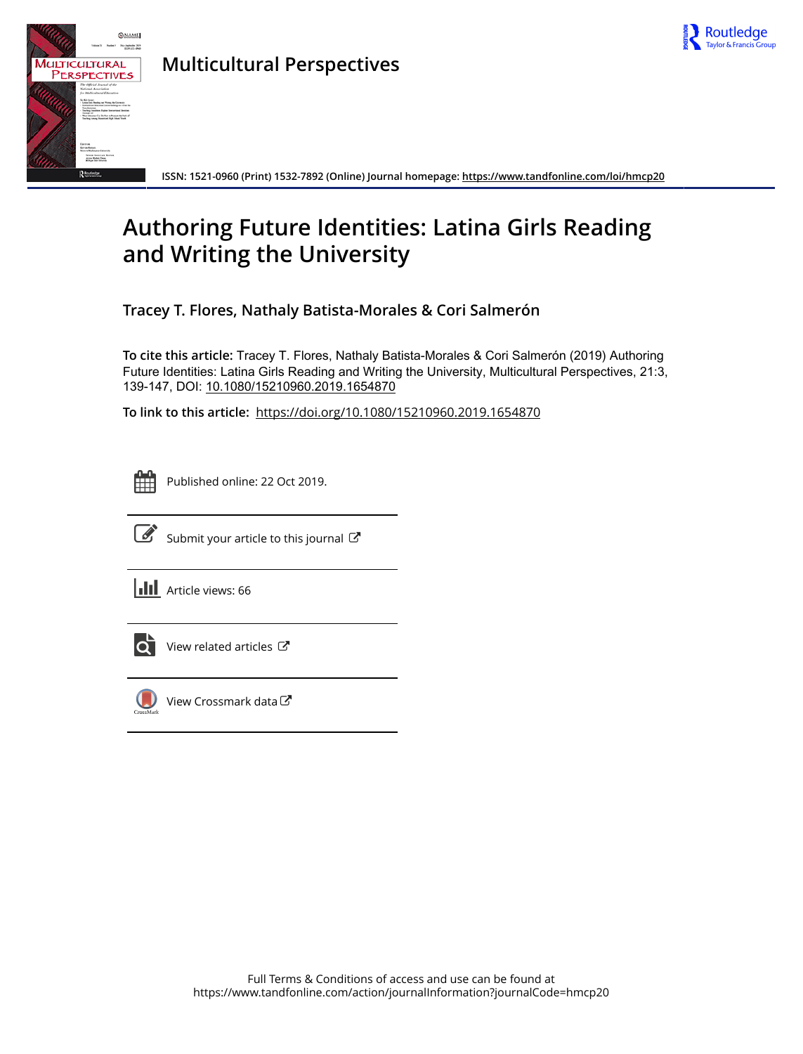Multicultural Perspectives

ISSN: 1521-0960 (Print) 1532-7892 (Online) Journal homepage: https://www.tandfonline.com/loi/hmcp20

# Authoring Future Identities: Latina Girls Reading and Writing the University

**Tracey T. Flores, Nathaly Batista-Morales & Cori Salmerón**

**To cite this article:** Tracey T. Flores, Nathaly Batista-Morales & Cori Salmerón (2019) Authoring Future Identities: Latina Girls Reading and Writing the University, Multicultural Perspectives, 21:3, 139-147, DOI: 10.1080/15210960.2019.1654870

**To link to this article:** https://doi.org/10.1080/15210960.2019.1654870

Published online: 22 Oct 2019.

Submit your article to this journal

Article views: 66

View related articles

View Crossmark data

Full Terms & Conditions of access and use can be found at
https://www.tandfonline.com/action/journalInformation?journalCode=hmcp20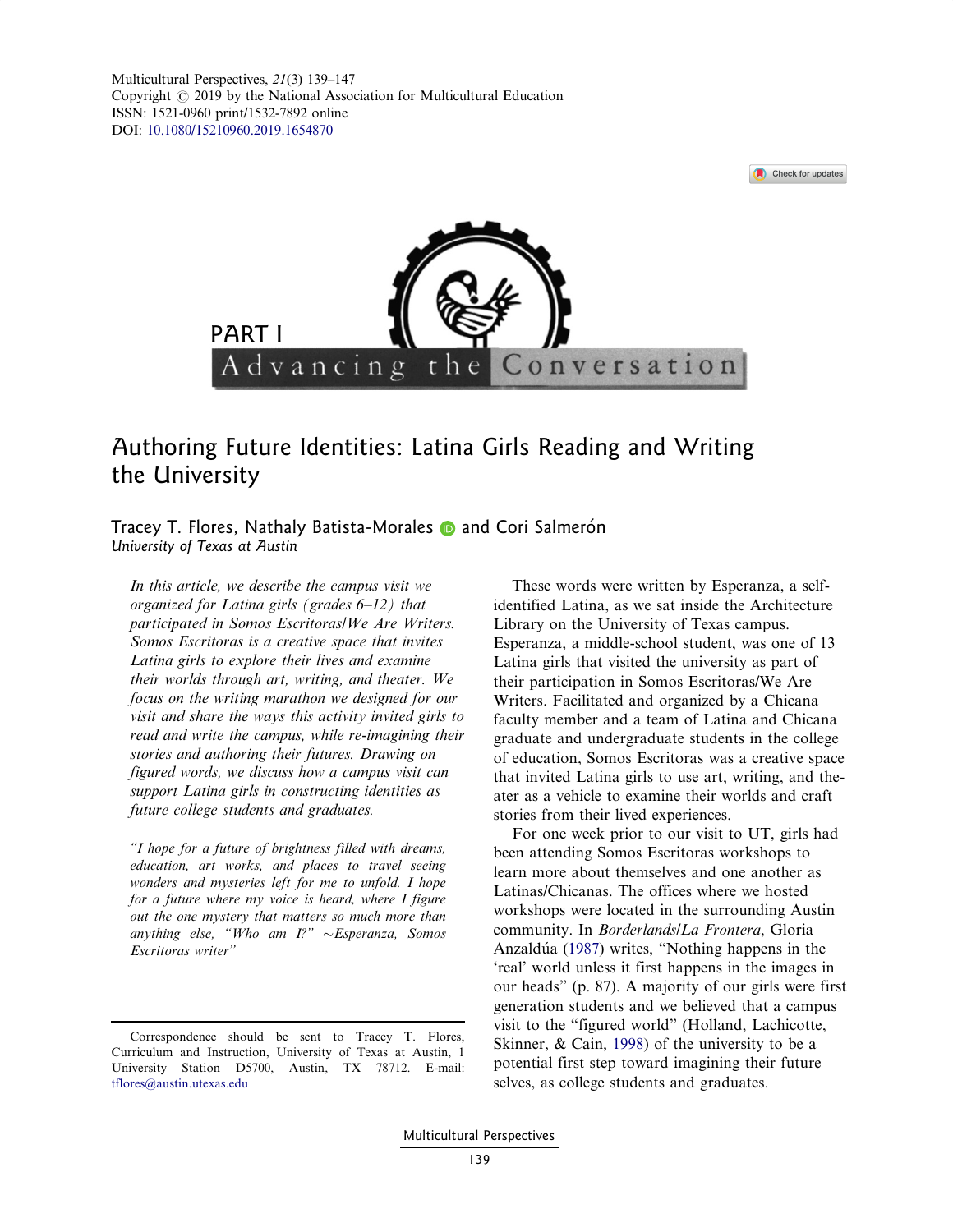Multicultural Perspectives, *21*(3) 139–147
Copyright © 2019 by the National Association for Multicultural Education
ISSN: 1521-0960 print/1532-7892 online
DOI: 10.1080/15210960.2019.1654870

PART I

Advancing the Conversation

# Authoring Future Identities: Latina Girls Reading and Writing the University

Tracey T. Flores, Nathaly Batista-Morales and Cori Salmerón
*University of Texas at Austin*

*In this article, we describe the campus visit we organized for Latina girls (grades 6–12) that participated in Somos Escritoras/We Are Writers. Somos Escritoras is a creative space that invites Latina girls to explore their lives and examine their worlds through art, writing, and theater. We focus on the writing marathon we designed for our visit and share the ways this activity invited girls to read and write the campus, while re-imagining their stories and authoring their futures. Drawing on figured words, we discuss how a campus visit can support Latina girls in constructing identities as future college students and graduates.*

*"I hope for a future of brightness filled with dreams, education, art works, and places to travel seeing wonders and mysteries left for me to unfold. I hope for a future where my voice is heard, where I figure out the one mystery that matters so much more than anything else, "Who am I?" ∼Esperanza, Somos Escritoras writer"*

These words were written by Esperanza, a self-identified Latina, as we sat inside the Architecture Library on the University of Texas campus. Esperanza, a middle-school student, was one of 13 Latina girls that visited the university as part of their participation in Somos Escritoras/We Are Writers. Facilitated and organized by a Chicana faculty member and a team of Latina and Chicana graduate and undergraduate students in the college of education, Somos Escritoras was a creative space that invited Latina girls to use art, writing, and theater as a vehicle to examine their worlds and craft stories from their lived experiences.

For one week prior to our visit to UT, girls had been attending Somos Escritoras workshops to learn more about themselves and one another as Latinas/Chicanas. The offices where we hosted workshops were located in the surrounding Austin community. In *Borderlands/La Frontera*, Gloria Anzaldúa (1987) writes, "Nothing happens in the 'real' world unless it first happens in the images in our heads" (p. 87). A majority of our girls were first generation students and we believed that a campus visit to the "figured world" (Holland, Lachicotte, Skinner, & Cain, 1998) of the university to be a potential first step toward imagining their future selves, as college students and graduates.

Correspondence should be sent to Tracey T. Flores, Curriculum and Instruction, University of Texas at Austin, 1 University Station D5700, Austin, TX 78712. E-mail: tflores@austin.utexas.edu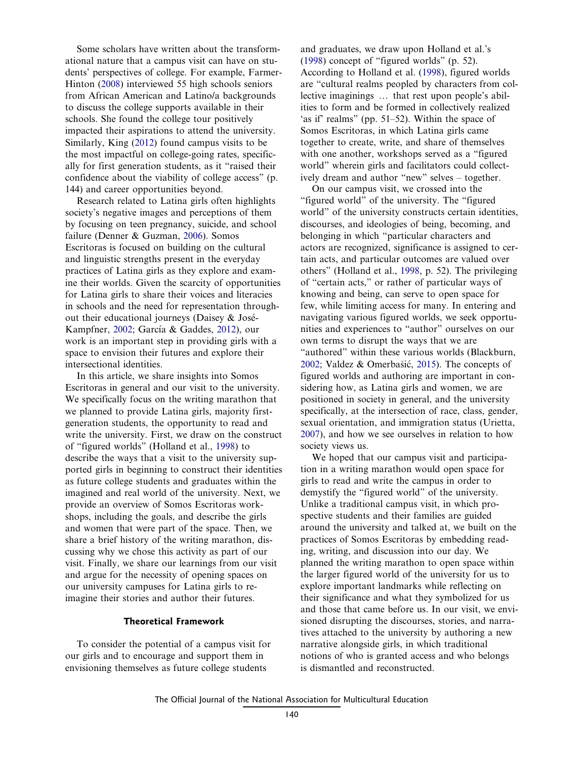Some scholars have written about the transformational nature that a campus visit can have on students' perspectives of college. For example, Farmer-Hinton (2008) interviewed 55 high schools seniors from African American and Latino/a backgrounds to discuss the college supports available in their schools. She found the college tour positively impacted their aspirations to attend the university. Similarly, King (2012) found campus visits to be the most impactful on college-going rates, specifically for first generation students, as it "raised their confidence about the viability of college access" (p. 144) and career opportunities beyond.

Research related to Latina girls often highlights society's negative images and perceptions of them by focusing on teen pregnancy, suicide, and school failure (Denner & Guzman, 2006). Somos Escritoras is focused on building on the cultural and linguistic strengths present in the everyday practices of Latina girls as they explore and examine their worlds. Given the scarcity of opportunities for Latina girls to share their voices and literacies in schools and the need for representation throughout their educational journeys (Daisey & José-Kampfner, 2002; García & Gaddes, 2012), our work is an important step in providing girls with a space to envision their futures and explore their intersectional identities.

In this article, we share insights into Somos Escritoras in general and our visit to the university. We specifically focus on the writing marathon that we planned to provide Latina girls, majority first-generation students, the opportunity to read and write the university. First, we draw on the construct of "figured worlds" (Holland et al., 1998) to describe the ways that a visit to the university supported girls in beginning to construct their identities as future college students and graduates within the imagined and real world of the university. Next, we provide an overview of Somos Escritoras workshops, including the goals, and describe the girls and women that were part of the space. Then, we share a brief history of the writing marathon, discussing why we chose this activity as part of our visit. Finally, we share our learnings from our visit and argue for the necessity of opening spaces on our university campuses for Latina girls to re-imagine their stories and author their futures.

## Theoretical Framework

To consider the potential of a campus visit for our girls and to encourage and support them in envisioning themselves as future college students and graduates, we draw upon Holland et al.'s (1998) concept of "figured worlds" (p. 52). According to Holland et al. (1998), figured worlds are "cultural realms peopled by characters from collective imaginings … that rest upon people's abilities to form and be formed in collectively realized 'as if' realms" (pp. 51–52). Within the space of Somos Escritoras, in which Latina girls came together to create, write, and share of themselves with one another, workshops served as a "figured world" wherein girls and facilitators could collectively dream and author "new" selves – together.

On our campus visit, we crossed into the "figured world" of the university. The "figured world" of the university constructs certain identities, discourses, and ideologies of being, becoming, and belonging in which "particular characters and actors are recognized, significance is assigned to certain acts, and particular outcomes are valued over others" (Holland et al., 1998, p. 52). The privileging of "certain acts," or rather of particular ways of knowing and being, can serve to open space for few, while limiting access for many. In entering and navigating various figured worlds, we seek opportunities and experiences to "author" ourselves on our own terms to disrupt the ways that we are "authored" within these various worlds (Blackburn, 2002; Valdez & Omerbašić, 2015). The concepts of figured worlds and authoring are important in considering how, as Latina girls and women, we are positioned in society in general, and the university specifically, at the intersection of race, class, gender, sexual orientation, and immigration status (Urietta, 2007), and how we see ourselves in relation to how society views us.

We hoped that our campus visit and participation in a writing marathon would open space for girls to read and write the campus in order to demystify the "figured world" of the university. Unlike a traditional campus visit, in which prospective students and their families are guided around the university and talked at, we built on the practices of Somos Escritoras by embedding reading, writing, and discussion into our day. We planned the writing marathon to open space within the larger figured world of the university for us to explore important landmarks while reflecting on their significance and what they symbolized for us and those that came before us. In our visit, we envisioned disrupting the discourses, stories, and narratives attached to the university by authoring a new narrative alongside girls, in which traditional notions of who is granted access and who belongs is dismantled and reconstructed.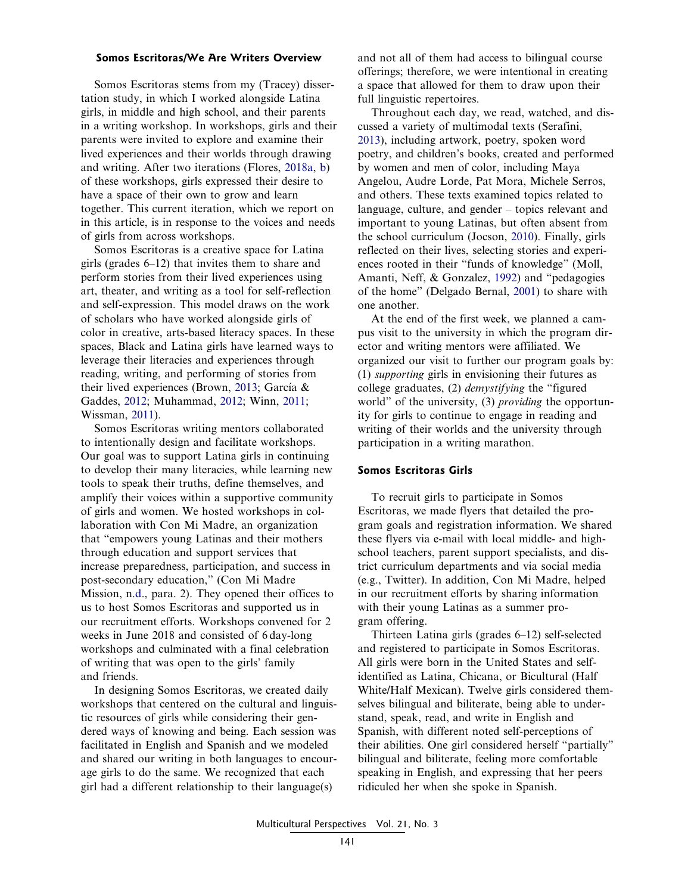### Somos Escritoras/We Are Writers Overview

Somos Escritoras stems from my (Tracey) dissertation study, in which I worked alongside Latina girls, in middle and high school, and their parents in a writing workshop. In workshops, girls and their parents were invited to explore and examine their lived experiences and their worlds through drawing and writing. After two iterations (Flores, 2018a, b) of these workshops, girls expressed their desire to have a space of their own to grow and learn together. This current iteration, which we report on in this article, is in response to the voices and needs of girls from across workshops.

Somos Escritoras is a creative space for Latina girls (grades 6–12) that invites them to share and perform stories from their lived experiences using art, theater, and writing as a tool for self-reflection and self-expression. This model draws on the work of scholars who have worked alongside girls of color in creative, arts-based literacy spaces. In these spaces, Black and Latina girls have learned ways to leverage their literacies and experiences through reading, writing, and performing of stories from their lived experiences (Brown, 2013; García & Gaddes, 2012; Muhammad, 2012; Winn, 2011; Wissman, 2011).

Somos Escritoras writing mentors collaborated to intentionally design and facilitate workshops. Our goal was to support Latina girls in continuing to develop their many literacies, while learning new tools to speak their truths, define themselves, and amplify their voices within a supportive community of girls and women. We hosted workshops in collaboration with Con Mi Madre, an organization that "empowers young Latinas and their mothers through education and support services that increase preparedness, participation, and success in post-secondary education," (Con Mi Madre Mission, n.d., para. 2). They opened their offices to us to host Somos Escritoras and supported us in our recruitment efforts. Workshops convened for 2 weeks in June 2018 and consisted of 6 day-long workshops and culminated with a final celebration of writing that was open to the girls' family and friends.

In designing Somos Escritoras, we created daily workshops that centered on the cultural and linguistic resources of girls while considering their gendered ways of knowing and being. Each session was facilitated in English and Spanish and we modeled and shared our writing in both languages to encourage girls to do the same. We recognized that each girl had a different relationship to their language(s) and not all of them had access to bilingual course offerings; therefore, we were intentional in creating a space that allowed for them to draw upon their full linguistic repertoires.

Throughout each day, we read, watched, and discussed a variety of multimodal texts (Serafini, 2013), including artwork, poetry, spoken word poetry, and children's books, created and performed by women and men of color, including Maya Angelou, Audre Lorde, Pat Mora, Michele Serros, and others. These texts examined topics related to language, culture, and gender – topics relevant and important to young Latinas, but often absent from the school curriculum (Jocson, 2010). Finally, girls reflected on their lives, selecting stories and experiences rooted in their "funds of knowledge" (Moll, Amanti, Neff, & Gonzalez, 1992) and "pedagogies of the home" (Delgado Bernal, 2001) to share with one another.

At the end of the first week, we planned a campus visit to the university in which the program director and writing mentors were affiliated. We organized our visit to further our program goals by: (1) *supporting* girls in envisioning their futures as college graduates, (2) *demystifying* the "figured world" of the university, (3) *providing* the opportunity for girls to continue to engage in reading and writing of their worlds and the university through participation in a writing marathon.

### Somos Escritoras Girls

To recruit girls to participate in Somos Escritoras, we made flyers that detailed the program goals and registration information. We shared these flyers via e-mail with local middle- and high-school teachers, parent support specialists, and district curriculum departments and via social media (e.g., Twitter). In addition, Con Mi Madre, helped in our recruitment efforts by sharing information with their young Latinas as a summer program offering.

Thirteen Latina girls (grades 6–12) self-selected and registered to participate in Somos Escritoras. All girls were born in the United States and self-identified as Latina, Chicana, or Bicultural (Half White/Half Mexican). Twelve girls considered themselves bilingual and biliterate, being able to understand, speak, read, and write in English and Spanish, with different noted self-perceptions of their abilities. One girl considered herself "partially" bilingual and biliterate, feeling more comfortable speaking in English, and expressing that her peers ridiculed her when she spoke in Spanish.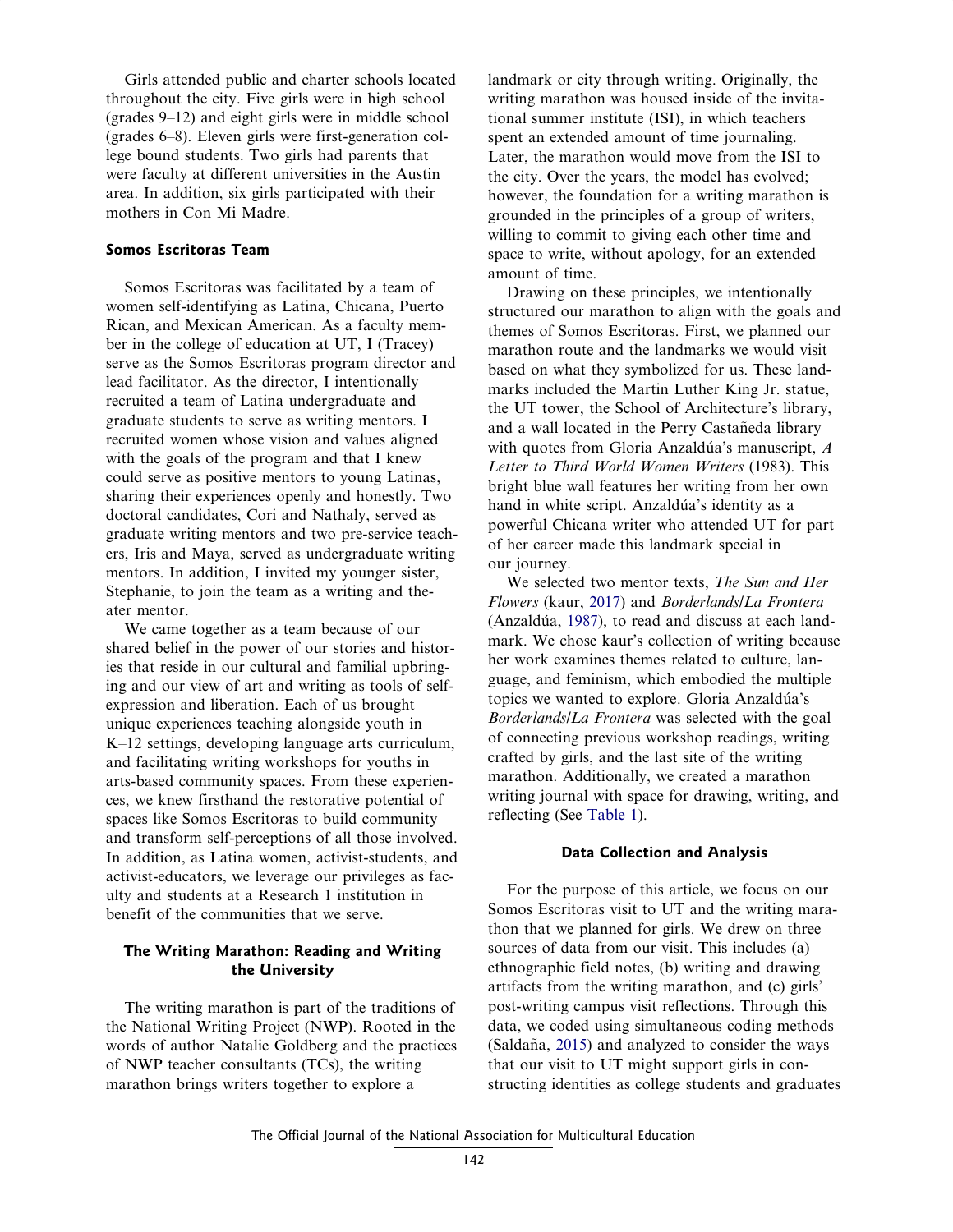Girls attended public and charter schools located throughout the city. Five girls were in high school (grades 9–12) and eight girls were in middle school (grades 6–8). Eleven girls were first-generation college bound students. Two girls had parents that were faculty at different universities in the Austin area. In addition, six girls participated with their mothers in Con Mi Madre.

### Somos Escritoras Team

Somos Escritoras was facilitated by a team of women self-identifying as Latina, Chicana, Puerto Rican, and Mexican American. As a faculty member in the college of education at UT, I (Tracey) serve as the Somos Escritoras program director and lead facilitator. As the director, I intentionally recruited a team of Latina undergraduate and graduate students to serve as writing mentors. I recruited women whose vision and values aligned with the goals of the program and that I knew could serve as positive mentors to young Latinas, sharing their experiences openly and honestly. Two doctoral candidates, Cori and Nathaly, served as graduate writing mentors and two pre-service teachers, Iris and Maya, served as undergraduate writing mentors. In addition, I invited my younger sister, Stephanie, to join the team as a writing and theater mentor.

We came together as a team because of our shared belief in the power of our stories and histories that reside in our cultural and familial upbringing and our view of art and writing as tools of self-expression and liberation. Each of us brought unique experiences teaching alongside youth in K–12 settings, developing language arts curriculum, and facilitating writing workshops for youths in arts-based community spaces. From these experiences, we knew firsthand the restorative potential of spaces like Somos Escritoras to build community and transform self-perceptions of all those involved. In addition, as Latina women, activist-students, and activist-educators, we leverage our privileges as faculty and students at a Research 1 institution in benefit of the communities that we serve.

### The Writing Marathon: Reading and Writing the University

The writing marathon is part of the traditions of the National Writing Project (NWP). Rooted in the words of author Natalie Goldberg and the practices of NWP teacher consultants (TCs), the writing marathon brings writers together to explore a landmark or city through writing. Originally, the writing marathon was housed inside of the invitational summer institute (ISI), in which teachers spent an extended amount of time journaling. Later, the marathon would move from the ISI to the city. Over the years, the model has evolved; however, the foundation for a writing marathon is grounded in the principles of a group of writers, willing to commit to giving each other time and space to write, without apology, for an extended amount of time.

Drawing on these principles, we intentionally structured our marathon to align with the goals and themes of Somos Escritoras. First, we planned our marathon route and the landmarks we would visit based on what they symbolized for us. These landmarks included the Martin Luther King Jr. statue, the UT tower, the School of Architecture's library, and a wall located in the Perry Castañeda library with quotes from Gloria Anzaldúa's manuscript, *A Letter to Third World Women Writers* (1983). This bright blue wall features her writing from her own hand in white script. Anzaldúa's identity as a powerful Chicana writer who attended UT for part of her career made this landmark special in our journey.

We selected two mentor texts, *The Sun and Her Flowers* (kaur, 2017) and *Borderlands/La Frontera* (Anzaldúa, 1987), to read and discuss at each landmark. We chose kaur's collection of writing because her work examines themes related to culture, language, and feminism, which embodied the multiple topics we wanted to explore. Gloria Anzaldúa's *Borderlands/La Frontera* was selected with the goal of connecting previous workshop readings, writing crafted by girls, and the last site of the writing marathon. Additionally, we created a marathon writing journal with space for drawing, writing, and reflecting (See Table 1).

### Data Collection and Analysis

For the purpose of this article, we focus on our Somos Escritoras visit to UT and the writing marathon that we planned for girls. We drew on three sources of data from our visit. This includes (a) ethnographic field notes, (b) writing and drawing artifacts from the writing marathon, and (c) girls' post-writing campus visit reflections. Through this data, we coded using simultaneous coding methods (Saldaña, 2015) and analyzed to consider the ways that our visit to UT might support girls in constructing identities as college students and graduates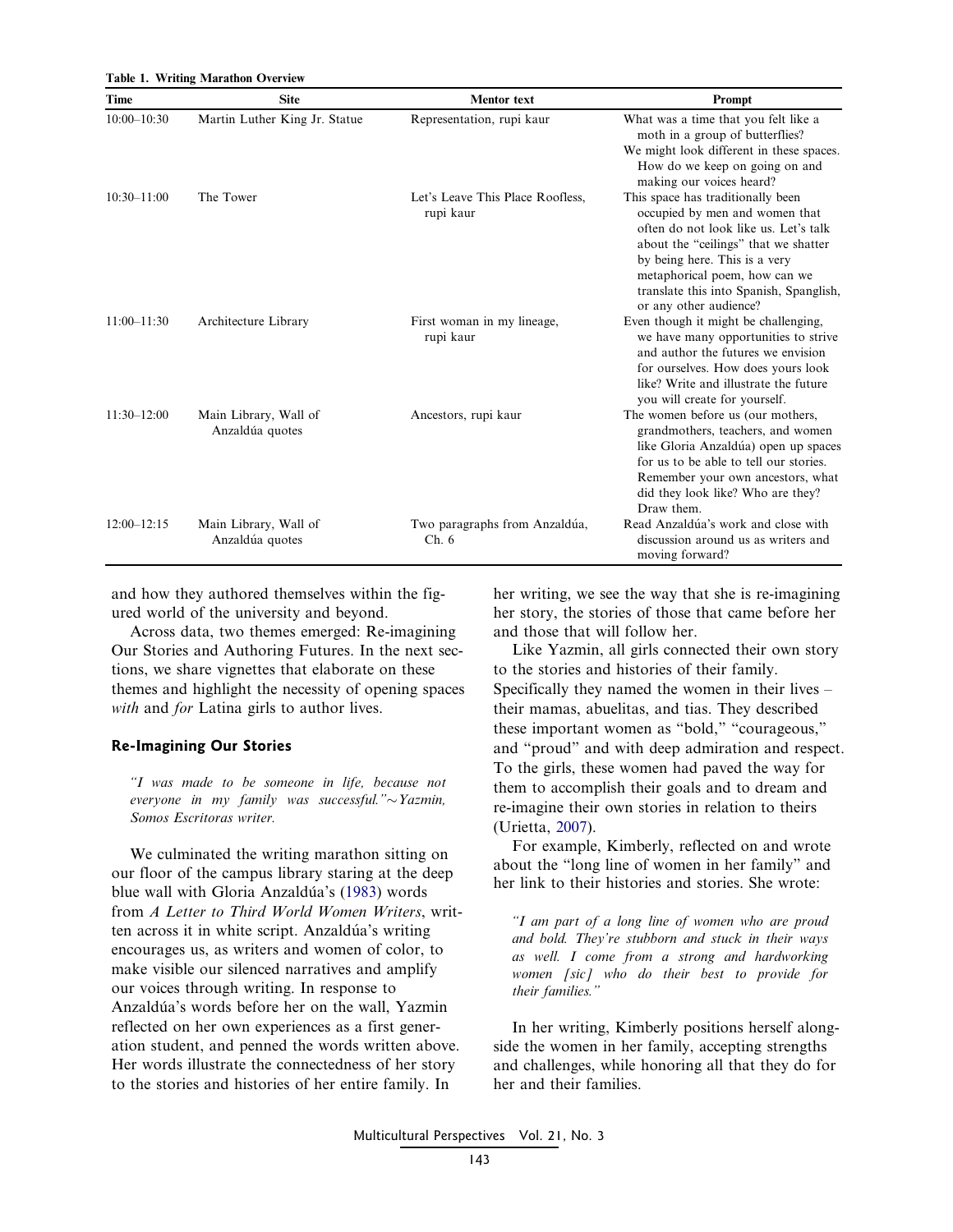**Table 1. Writing Marathon Overview**

| Time | Site | Mentor text | Prompt |
| --- | --- | --- | --- |
| 10:00–10:30 | Martin Luther King Jr. Statue | Representation, rupi kaur | What was a time that you felt like a moth in a group of butterflies? We might look different in these spaces. How do we keep on going on and making our voices heard? |
| 10:30–11:00 | The Tower | Let's Leave This Place Roofless, rupi kaur | This space has traditionally been occupied by men and women that often do not look like us. Let's talk about the "ceilings" that we shatter by being here. This is a very metaphorical poem, how can we translate this into Spanish, Spanglish, or any other audience? |
| 11:00–11:30 | Architecture Library | First woman in my lineage, rupi kaur | Even though it might be challenging, we have many opportunities to strive and author the futures we envision for ourselves. How does yours look like? Write and illustrate the future you will create for yourself. |
| 11:30–12:00 | Main Library, Wall of Anzaldúa quotes | Ancestors, rupi kaur | The women before us (our mothers, grandmothers, teachers, and women like Gloria Anzaldúa) open up spaces for us to be able to tell our stories. Remember your own ancestors, what did they look like? Who are they? Draw them. |
| 12:00–12:15 | Main Library, Wall of Anzaldúa quotes | Two paragraphs from Anzaldúa, Ch. 6 | Read Anzaldúa's work and close with discussion around us as writers and moving forward? |

and how they authored themselves within the figured world of the university and beyond.

Across data, two themes emerged: Re-imagining Our Stories and Authoring Futures. In the next sections, we share vignettes that elaborate on these themes and highlight the necessity of opening spaces *with* and *for* Latina girls to author lives.

## Re-Imagining Our Stories

> *"I was made to be someone in life, because not everyone in my family was successful."∼Yazmin, Somos Escritoras writer.*

We culminated the writing marathon sitting on our floor of the campus library staring at the deep blue wall with Gloria Anzaldúa's (1983) words from *A Letter to Third World Women Writers*, written across it in white script. Anzaldúa's writing encourages us, as writers and women of color, to make visible our silenced narratives and amplify our voices through writing. In response to Anzaldúa's words before her on the wall, Yazmin reflected on her own experiences as a first generation student, and penned the words written above. Her words illustrate the connectedness of her story to the stories and histories of her entire family. In her writing, we see the way that she is re-imagining her story, the stories of those that came before her and those that will follow her.

Like Yazmin, all girls connected their own story to the stories and histories of their family. Specifically they named the women in their lives – their mamas, abuelitas, and tias. They described these important women as "bold," "courageous," and "proud" and with deep admiration and respect. To the girls, these women had paved the way for them to accomplish their goals and to dream and re-imagine their own stories in relation to theirs (Urietta, 2007).

For example, Kimberly, reflected on and wrote about the "long line of women in her family" and her link to their histories and stories. She wrote:

> *"I am part of a long line of women who are proud and bold. They're stubborn and stuck in their ways as well. I come from a strong and hardworking women [sic] who do their best to provide for their families."*

In her writing, Kimberly positions herself alongside the women in her family, accepting strengths and challenges, while honoring all that they do for her and their families.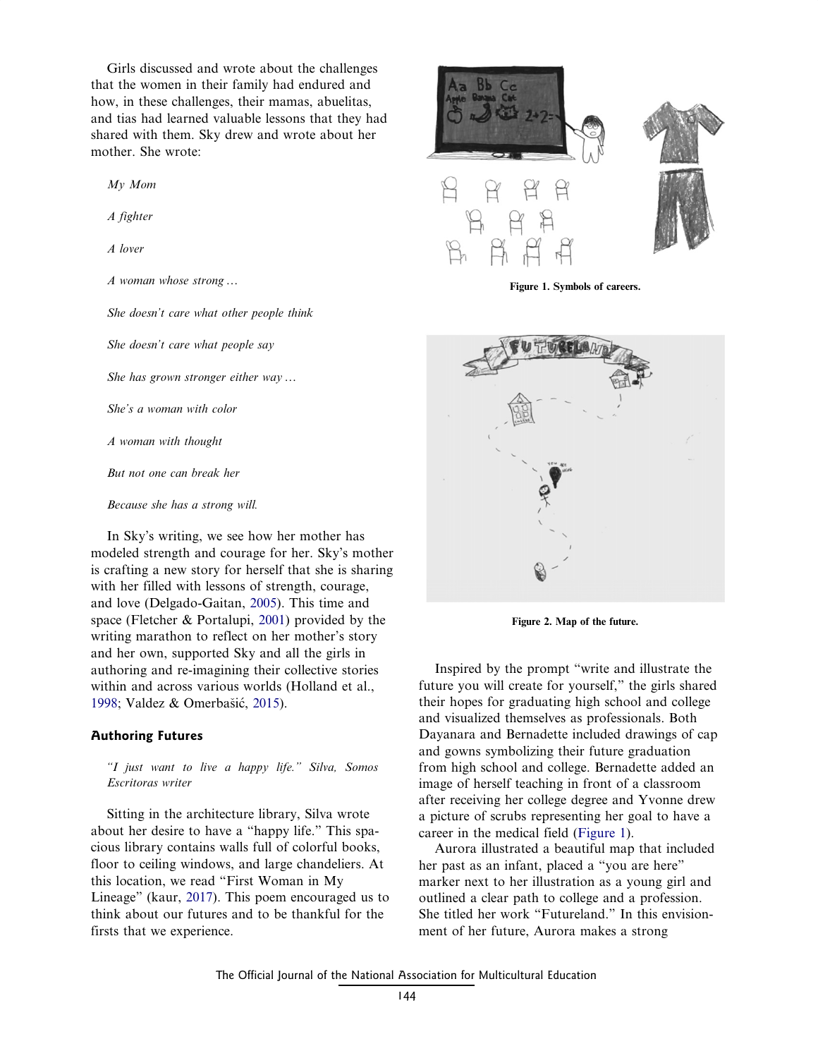Girls discussed and wrote about the challenges that the women in their family had endured and how, in these challenges, their mamas, abuelitas, and tias had learned valuable lessons that they had shared with them. Sky drew and wrote about her mother. She wrote:

*My Mom*

*A fighter*

*A lover*

*A woman whose strong …*

*She doesn't care what other people think*

*She doesn't care what people say*

*She has grown stronger either way …*

*She's a woman with color*

*A woman with thought*

*But not one can break her*

*Because she has a strong will.*

In Sky's writing, we see how her mother has modeled strength and courage for her. Sky's mother is crafting a new story for herself that she is sharing with her filled with lessons of strength, courage, and love (Delgado-Gaitan, 2005). This time and space (Fletcher & Portalupi, 2001) provided by the writing marathon to reflect on her mother's story and her own, supported Sky and all the girls in authoring and re-imagining their collective stories within and across various worlds (Holland et al., 1998; Valdez & Omerbašić, 2015).

## Authoring Futures

*"I just want to live a happy life." Silva, Somos Escritoras writer*

Sitting in the architecture library, Silva wrote about her desire to have a "happy life." This spacious library contains walls full of colorful books, floor to ceiling windows, and large chandeliers. At this location, we read "First Woman in My Lineage" (kaur, 2017). This poem encouraged us to think about our futures and to be thankful for the firsts that we experience.

**Figure 1. Symbols of careers.**

**Figure 2. Map of the future.**

Inspired by the prompt "write and illustrate the future you will create for yourself," the girls shared their hopes for graduating high school and college and visualized themselves as professionals. Both Dayanara and Bernadette included drawings of cap and gowns symbolizing their future graduation from high school and college. Bernadette added an image of herself teaching in front of a classroom after receiving her college degree and Yvonne drew a picture of scrubs representing her goal to have a career in the medical field (Figure 1).

Aurora illustrated a beautiful map that included her past as an infant, placed a "you are here" marker next to her illustration as a young girl and outlined a clear path to college and a profession. She titled her work "Futureland." In this envisionment of her future, Aurora makes a strong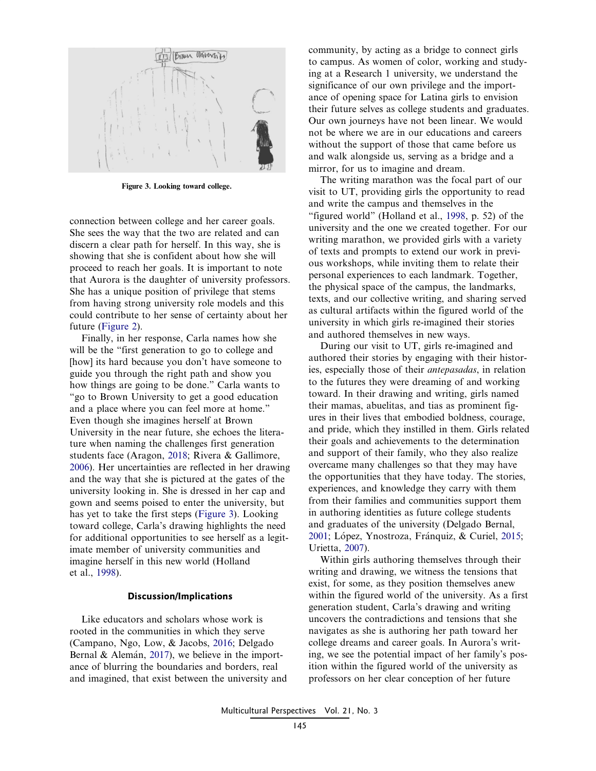Figure 3. Looking toward college.

connection between college and her career goals. She sees the way that the two are related and can discern a clear path for herself. In this way, she is showing that she is confident about how she will proceed to reach her goals. It is important to note that Aurora is the daughter of university professors. She has a unique position of privilege that stems from having strong university role models and this could contribute to her sense of certainty about her future (Figure 2).

Finally, in her response, Carla names how she will be the "first generation to go to college and [how] its hard because you don't have someone to guide you through the right path and show you how things are going to be done." Carla wants to "go to Brown University to get a good education and a place where you can feel more at home." Even though she imagines herself at Brown University in the near future, she echoes the literature when naming the challenges first generation students face (Aragon, 2018; Rivera & Gallimore, 2006). Her uncertainties are reflected in her drawing and the way that she is pictured at the gates of the university looking in. She is dressed in her cap and gown and seems poised to enter the university, but has yet to take the first steps (Figure 3). Looking toward college, Carla's drawing highlights the need for additional opportunities to see herself as a legitimate member of university communities and imagine herself in this new world (Holland et al., 1998).

## Discussion/Implications

Like educators and scholars whose work is rooted in the communities in which they serve (Campano, Ngo, Low, & Jacobs, 2016; Delgado Bernal & Alemán, 2017), we believe in the importance of blurring the boundaries and borders, real and imagined, that exist between the university and community, by acting as a bridge to connect girls to campus. As women of color, working and studying at a Research 1 university, we understand the significance of our own privilege and the importance of opening space for Latina girls to envision their future selves as college students and graduates. Our own journeys have not been linear. We would not be where we are in our educations and careers without the support of those that came before us and walk alongside us, serving as a bridge and a mirror, for us to imagine and dream.

The writing marathon was the focal part of our visit to UT, providing girls the opportunity to read and write the campus and themselves in the "figured world" (Holland et al., 1998, p. 52) of the university and the one we created together. For our writing marathon, we provided girls with a variety of texts and prompts to extend our work in previous workshops, while inviting them to relate their personal experiences to each landmark. Together, the physical space of the campus, the landmarks, texts, and our collective writing, and sharing served as cultural artifacts within the figured world of the university in which girls re-imagined their stories and authored themselves in new ways.

During our visit to UT, girls re-imagined and authored their stories by engaging with their histories, especially those of their *antepasadas*, in relation to the futures they were dreaming of and working toward. In their drawing and writing, girls named their mamas, abuelitas, and tias as prominent figures in their lives that embodied boldness, courage, and pride, which they instilled in them. Girls related their goals and achievements to the determination and support of their family, who they also realize overcame many challenges so that they may have the opportunities that they have today. The stories, experiences, and knowledge they carry with them from their families and communities support them in authoring identities as future college students and graduates of the university (Delgado Bernal, 2001; López, Ynostroza, Fránquiz, & Curiel, 2015; Urietta, 2007).

Within girls authoring themselves through their writing and drawing, we witness the tensions that exist, for some, as they position themselves anew within the figured world of the university. As a first generation student, Carla's drawing and writing uncovers the contradictions and tensions that she navigates as she is authoring her path toward her college dreams and career goals. In Aurora's writing, we see the potential impact of her family's position within the figured world of the university as professors on her clear conception of her future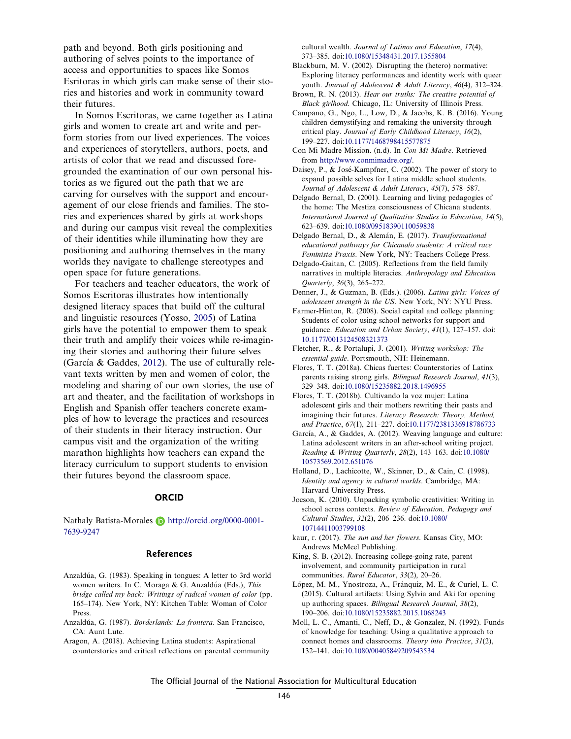path and beyond. Both girls positioning and authoring of selves points to the importance of access and opportunities to spaces like Somos Esritoras in which girls can make sense of their stories and histories and work in community toward their futures.

In Somos Escritoras, we came together as Latina girls and women to create art and write and perform stories from our lived experiences. The voices and experiences of storytellers, authors, poets, and artists of color that we read and discussed foregrounded the examination of our own personal histories as we figured out the path that we are carving for ourselves with the support and encouragement of our close friends and families. The stories and experiences shared by girls at workshops and during our campus visit reveal the complexities of their identities while illuminating how they are positioning and authoring themselves in the many worlds they navigate to challenge stereotypes and open space for future generations.

For teachers and teacher educators, the work of Somos Escritoras illustrates how intentionally designed literacy spaces that build off the cultural and linguistic resources (Yosso, 2005) of Latina girls have the potential to empower them to speak their truth and amplify their voices while re-imagining their stories and authoring their future selves (García & Gaddes, 2012). The use of culturally relevant texts written by men and women of color, the modeling and sharing of our own stories, the use of art and theater, and the facilitation of workshops in English and Spanish offer teachers concrete examples of how to leverage the practices and resources of their students in their literacy instruction. Our campus visit and the organization of the writing marathon highlights how teachers can expand the literacy curriculum to support students to envision their futures beyond the classroom space.

## ORCID

Nathaly Batista-Morales http://orcid.org/0000-0001-7639-9247

## References

Anzaldúa, G. (1983). Speaking in tongues: A letter to 3rd world women writers. In C. Moraga & G. Anzaldúa (Eds.), *This bridge called my back: Writings of radical women of color* (pp. 165–174). New York, NY: Kitchen Table: Woman of Color Press.

Anzaldúa, G. (1987). *Borderlands: La frontera*. San Francisco, CA: Aunt Lute.

Aragon, A. (2018). Achieving Latina students: Aspirational counterstories and critical reflections on parental community cultural wealth. *Journal of Latinos and Education*, *17*(4), 373–385. doi:10.1080/15348431.2017.1355804

Blackburn, M. V. (2002). Disrupting the (hetero) normative: Exploring literacy performances and identity work with queer youth. *Journal of Adolescent & Adult Literacy*, *46*(4), 312–324.

Brown, R. N. (2013). *Hear our truths: The creative potential of Black girlhood*. Chicago, IL: University of Illinois Press.

Campano, G., Ngo, L., Low, D., & Jacobs, K. B. (2016). Young children demystifying and remaking the university through critical play. *Journal of Early Childhood Literacy*, *16*(2), 199–227. doi:10.1177/1468798415577875

Con Mi Madre Mission. (n.d). In *Con Mi Madre*. Retrieved from http://www.conmimadre.org/.

Daisey, P., & José-Kampfner, C. (2002). The power of story to expand possible selves for Latina middle school students. *Journal of Adolescent & Adult Literacy*, *45*(7), 578–587.

Delgado Bernal, D. (2001). Learning and living pedagogies of the home: The Mestiza consciousness of Chicana students. *International Journal of Qualitative Studies in Education*, *14*(5), 623–639. doi:10.1080/09518390110059838

Delgado Bernal, D., & Alemán, E. (2017). *Transformational educational pathways for Chicana/o students: A critical race Feminista Praxis*. New York, NY: Teachers College Press.

Delgado-Gaitan, C. (2005). Reflections from the field family narratives in multiple literacies. *Anthropology and Education Quarterly*, *36*(3), 265–272.

Denner, J., & Guzman, B. (Eds.). (2006). *Latina girls: Voices of adolescent strength in the US*. New York, NY: NYU Press.

Farmer-Hinton, R. (2008). Social capital and college planning: Students of color using school networks for support and guidance. *Education and Urban Society*, *41*(1), 127–157. doi: 10.1177/0013124508321373

Fletcher, R., & Portalupi, J. (2001). *Writing workshop: The essential guide*. Portsmouth, NH: Heinemann.

Flores, T. T. (2018a). Chicas fuertes: Counterstories of Latinx parents raising strong girls. *Bilingual Research Journal*, *41*(3), 329–348. doi:10.1080/15235882.2018.1496955

Flores, T. T. (2018b). Cultivando la voz mujer: Latina adolescent girls and their mothers rewriting their pasts and imagining their futures. *Literacy Research: Theory, Method, and Practice*, *67*(1), 211–227. doi:10.1177/2381336918786733

García, A., & Gaddes, A. (2012). Weaving language and culture: Latina adolescent writers in an after-school writing project. *Reading & Writing Quarterly*, *28*(2), 143–163. doi:10.1080/10573569.2012.651076

Holland, D., Lachicotte, W., Skinner, D., & Cain, C. (1998). *Identity and agency in cultural worlds*. Cambridge, MA: Harvard University Press.

Jocson, K. (2010). Unpacking symbolic creativities: Writing in school across contexts. *Review of Education, Pedagogy and Cultural Studies*, *32*(2), 206–236. doi:10.1080/10714411003799108

kaur, r. (2017). *The sun and her flowers*. Kansas City, MO: Andrews McMeel Publishing.

King, S. B. (2012). Increasing college-going rate, parent involvement, and community participation in rural communities. *Rural Educator*, *33*(2), 20–26.

López, M. M., Ynostroza, A., Fránquiz, M. E., & Curiel, L. C. (2015). Cultural artifacts: Using Sylvia and Aki for opening up authoring spaces. *Bilingual Research Journal*, *38*(2), 190–206. doi:10.1080/15235882.2015.1068243

Moll, L. C., Amanti, C., Neff, D., & Gonzalez, N. (1992). Funds of knowledge for teaching: Using a qualitative approach to connect homes and classrooms. *Theory into Practice*, *31*(2), 132–141. doi:10.1080/00405849209543534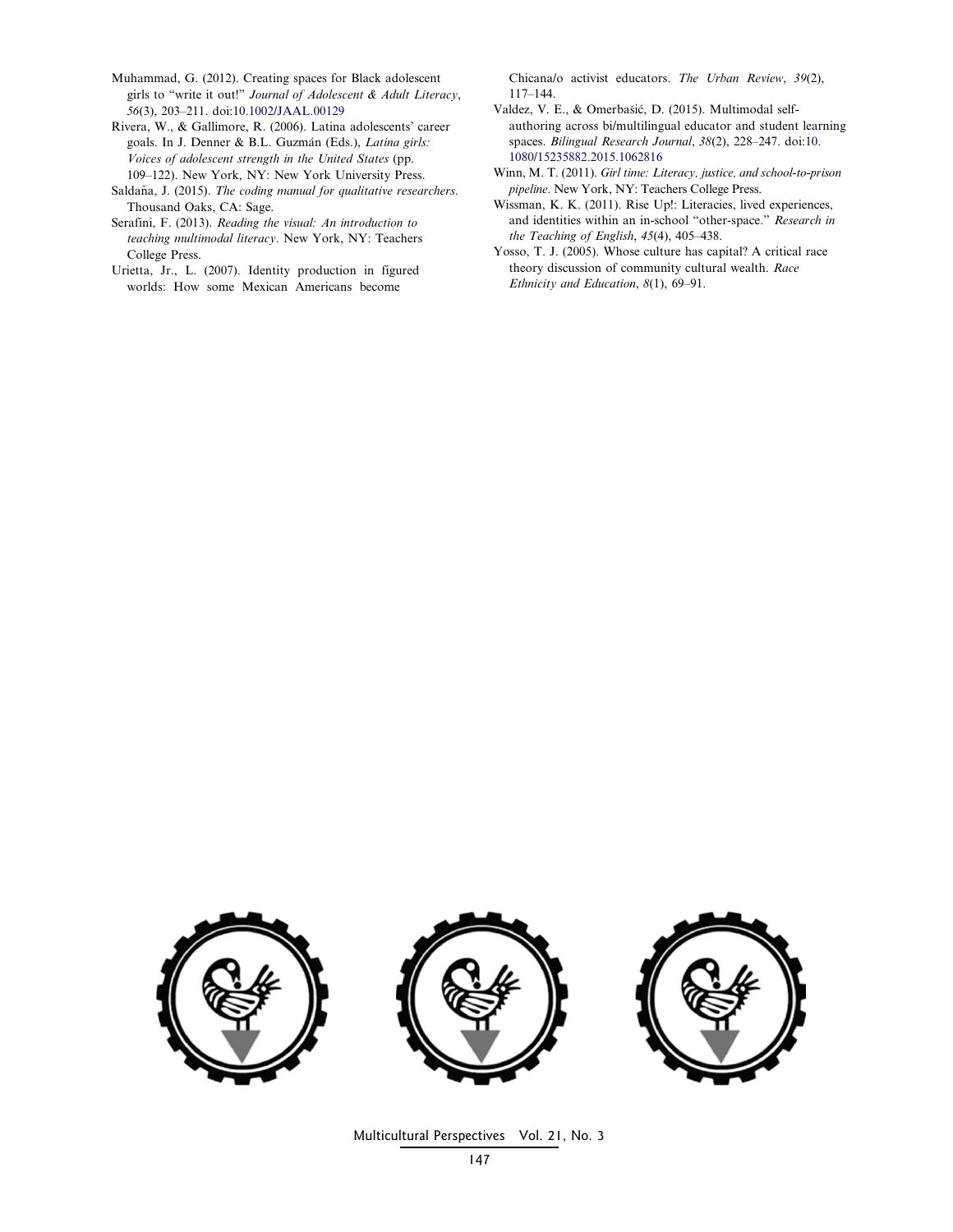Muhammad, G. (2012). Creating spaces for Black adolescent girls to "write it out!" *Journal of Adolescent & Adult Literacy*, *56*(3), 203–211. doi:10.1002/JAAL.00129

Rivera, W., & Gallimore, R. (2006). Latina adolescents' career goals. In J. Denner & B.L. Guzmán (Eds.), *Latina girls: Voices of adolescent strength in the United States* (pp. 109–122). New York, NY: New York University Press.

Saldaña, J. (2015). *The coding manual for qualitative researchers*. Thousand Oaks, CA: Sage.

Serafini, F. (2013). *Reading the visual: An introduction to teaching multimodal literacy*. New York, NY: Teachers College Press.

Urietta, Jr., L. (2007). Identity production in figured worlds: How some Mexican Americans become Chicana/o activist educators. *The Urban Review*, *39*(2), 117–144.

Valdez, V. E., & Omerbašić, D. (2015). Multimodal self-authoring across bi/multilingual educator and student learning spaces. *Bilingual Research Journal*, *38*(2), 228–247. doi:10.1080/15235882.2015.1062816

Winn, M. T. (2011). *Girl time: Literacy, justice, and school-to-prison pipeline*. New York, NY: Teachers College Press.

Wissman, K. K. (2011). Rise Up!: Literacies, lived experiences, and identities within an in-school "other-space." *Research in the Teaching of English*, *45*(4), 405–438.

Yosso, T. J. (2005). Whose culture has capital? A critical race theory discussion of community cultural wealth. *Race Ethnicity and Education*, *8*(1), 69–91.